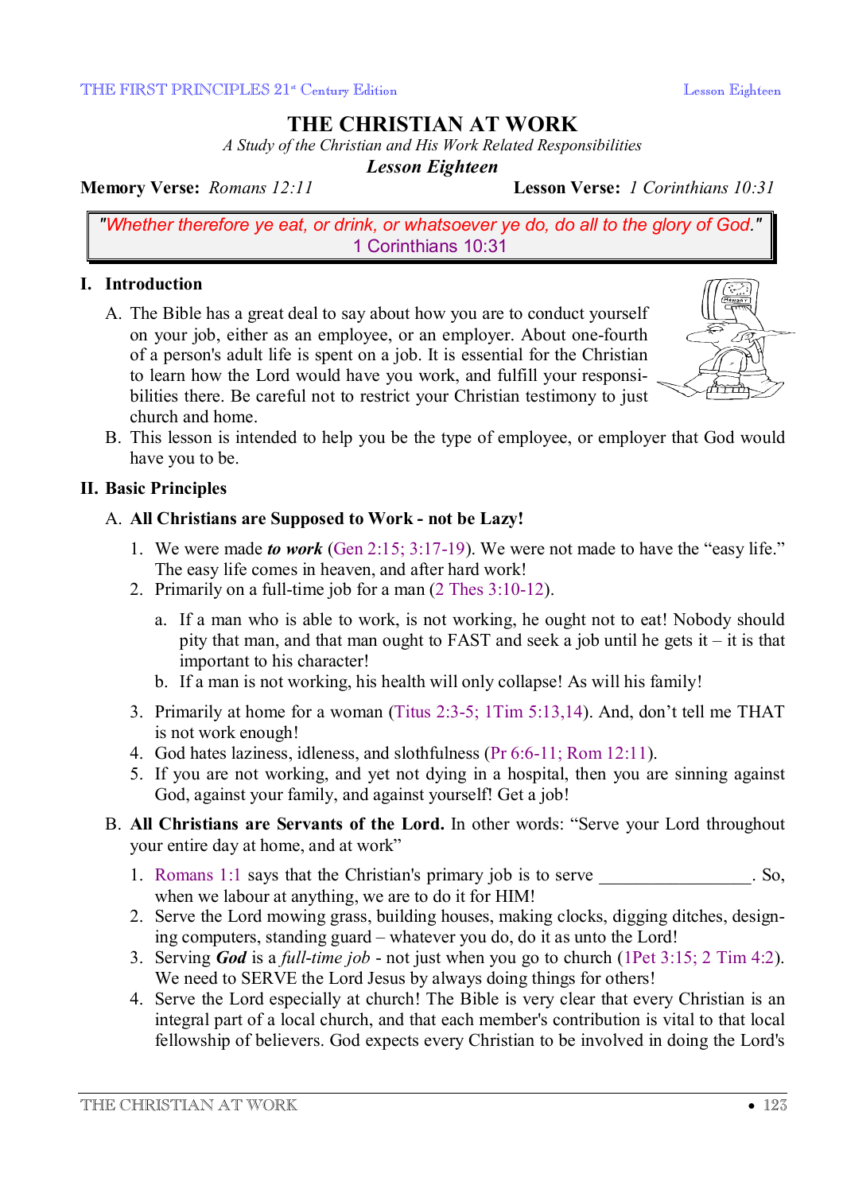# THE CHRISTIAN AT WORK

*A Study of the Christian and His Work Related Responsibilities*

***Lesson Eighteen***

**Memory Verse:** *Romans 12:11* **Lesson Verse:** *1 Corinthians 10:31*

> *"Whether therefore ye eat, or drink, or whatsoever ye do, do all to the glory of God."*
> 1 Corinthians 10:31

## I. Introduction

A. The Bible has a great deal to say about how you are to conduct yourself on your job, either as an employee, or an employer. About one-fourth of a person's adult life is spent on a job. It is essential for the Christian to learn how the Lord would have you work, and fulfill your responsibilities there. Be careful not to restrict your Christian testimony to just church and home.

B. This lesson is intended to help you be the type of employee, or employer that God would have you to be.

## II. Basic Principles

A. **All Christians are Supposed to Work - not be Lazy!**

1. We were made ***to work*** (Gen 2:15; 3:17-19). We were not made to have the "easy life." The easy life comes in heaven, and after hard work!
2. Primarily on a full-time job for a man (2 Thes 3:10-12).
   a. If a man who is able to work, is not working, he ought not to eat! Nobody should pity that man, and that man ought to FAST and seek a job until he gets it – it is that important to his character!
   b. If a man is not working, his health will only collapse! As will his family!
3. Primarily at home for a woman (Titus 2:3-5; 1Tim 5:13,14). And, don't tell me THAT is not work enough!
4. God hates laziness, idleness, and slothfulness (Pr 6:6-11; Rom 12:11).
5. If you are not working, and yet not dying in a hospital, then you are sinning against God, against your family, and against yourself! Get a job!

B. **All Christians are Servants of the Lord.** In other words: "Serve your Lord throughout your entire day at home, and at work"

1. Romans 1:1 says that the Christian's primary job is to serve \_\_\_\_\_\_\_\_\_\_\_\_\_\_\_\_\_. So, when we labour at anything, we are to do it for HIM!
2. Serve the Lord mowing grass, building houses, making clocks, digging ditches, designing computers, standing guard – whatever you do, do it as unto the Lord!
3. Serving ***God*** is a *full-time job* - not just when you go to church (1Pet 3:15; 2 Tim 4:2). We need to SERVE the Lord Jesus by always doing things for others!
4. Serve the Lord especially at church! The Bible is very clear that every Christian is an integral part of a local church, and that each member's contribution is vital to that local fellowship of believers. God expects every Christian to be involved in doing the Lord's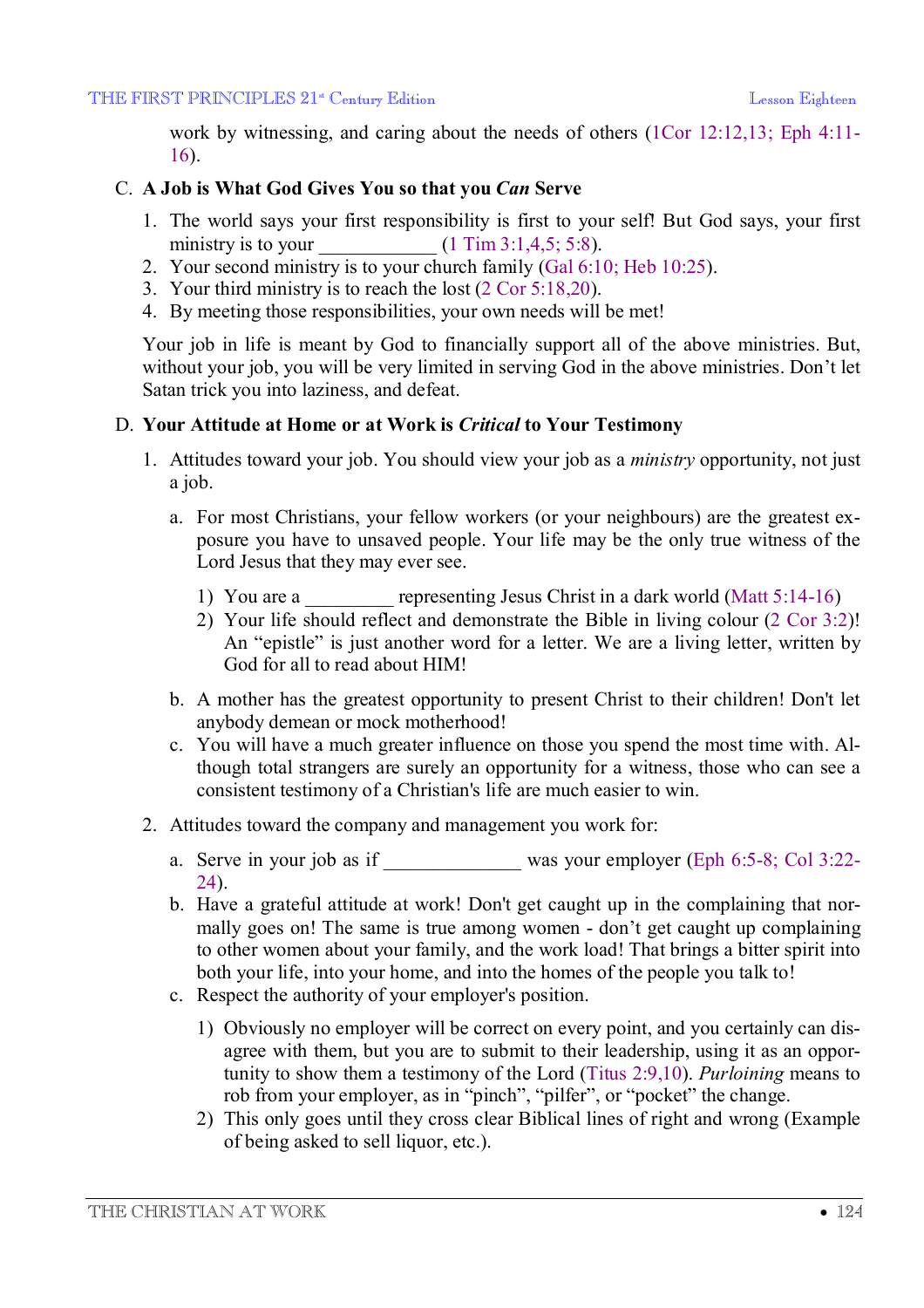work by witnessing, and caring about the needs of others (1Cor 12:12,13; Eph 4:11-16).

C. **A Job is What God Gives You so that you *Can* Serve**

1. The world says your first responsibility is first to your self! But God says, your first ministry is to your ____________ (1 Tim 3:1,4,5; 5:8).
2. Your second ministry is to your church family (Gal 6:10; Heb 10:25).
3. Your third ministry is to reach the lost (2 Cor 5:18,20).
4. By meeting those responsibilities, your own needs will be met!

Your job in life is meant by God to financially support all of the above ministries. But, without your job, you will be very limited in serving God in the above ministries. Don't let Satan trick you into laziness, and defeat.

D. **Your Attitude at Home or at Work is *Critical* to Your Testimony**

1. Attitudes toward your job. You should view your job as a *ministry* opportunity, not just a job.
   a. For most Christians, your fellow workers (or your neighbours) are the greatest exposure you have to unsaved people. Your life may be the only true witness of the Lord Jesus that they may ever see.
      1) You are a _________ representing Jesus Christ in a dark world (Matt 5:14-16)
      2) Your life should reflect and demonstrate the Bible in living colour (2 Cor 3:2)! An "epistle" is just another word for a letter. We are a living letter, written by God for all to read about HIM!
   b. A mother has the greatest opportunity to present Christ to their children! Don't let anybody demean or mock motherhood!
   c. You will have a much greater influence on those you spend the most time with. Although total strangers are surely an opportunity for a witness, those who can see a consistent testimony of a Christian's life are much easier to win.
2. Attitudes toward the company and management you work for:
   a. Serve in your job as if ______________ was your employer (Eph 6:5-8; Col 3:22-24).
   b. Have a grateful attitude at work! Don't get caught up in the complaining that normally goes on! The same is true among women - don't get caught up complaining to other women about your family, and the work load! That brings a bitter spirit into both your life, into your home, and into the homes of the people you talk to!
   c. Respect the authority of your employer's position.
      1) Obviously no employer will be correct on every point, and you certainly can disagree with them, but you are to submit to their leadership, using it as an opportunity to show them a testimony of the Lord (Titus 2:9,10). *Purloining* means to rob from your employer, as in "pinch", "pilfer", or "pocket" the change.
      2) This only goes until they cross clear Biblical lines of right and wrong (Example of being asked to sell liquor, etc.).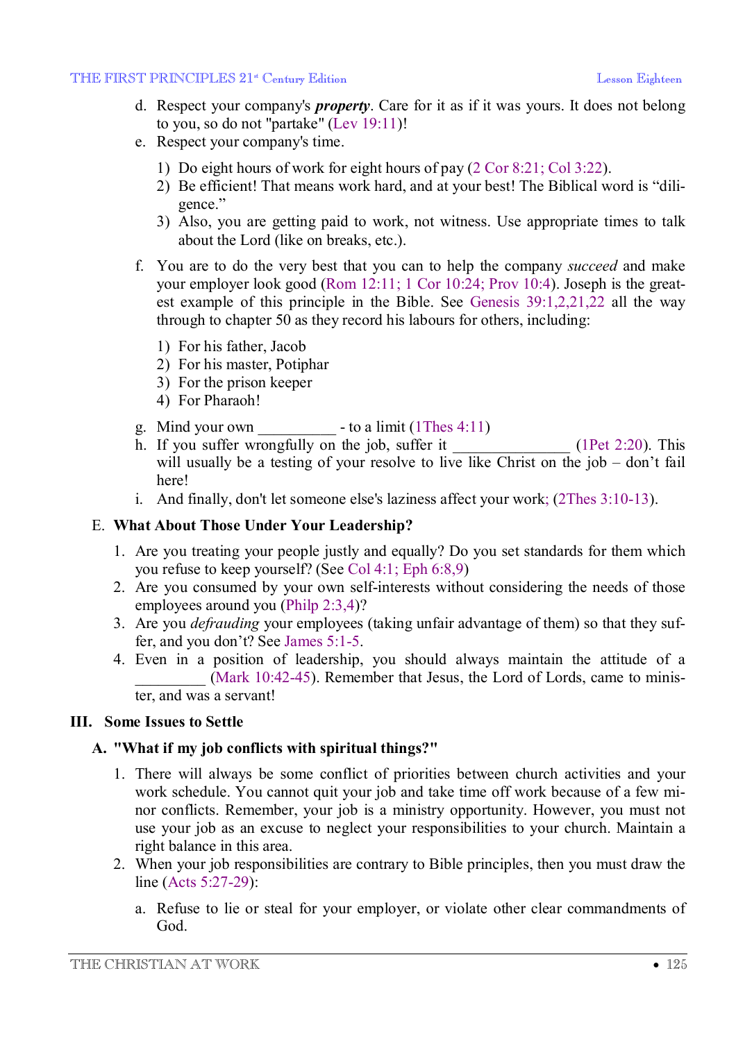d. Respect your company's ***property***. Care for it as if it was yours. It does not belong to you, so do not "partake" (Lev 19:11)!

e. Respect your company's time.

   1) Do eight hours of work for eight hours of pay (2 Cor 8:21; Col 3:22).
   2) Be efficient! That means work hard, and at your best! The Biblical word is "diligence."
   3) Also, you are getting paid to work, not witness. Use appropriate times to talk about the Lord (like on breaks, etc.).

f. You are to do the very best that you can to help the company *succeed* and make your employer look good (Rom 12:11; 1 Cor 10:24; Prov 10:4). Joseph is the greatest example of this principle in the Bible. See Genesis 39:1,2,21,22 all the way through to chapter 50 as they record his labours for others, including:

   1) For his father, Jacob
   2) For his master, Potiphar
   3) For the prison keeper
   4) For Pharaoh!

g. Mind your own __________ - to a limit (1Thes 4:11)

h. If you suffer wrongfully on the job, suffer it ______________ (1Pet 2:20). This will usually be a testing of your resolve to live like Christ on the job – don't fail here!

i. And finally, don't let someone else's laziness affect your work; (2Thes 3:10-13).

### E. What About Those Under Your Leadership?

1. Are you treating your people justly and equally? Do you set standards for them which you refuse to keep yourself? (See Col 4:1; Eph 6:8,9)
2. Are you consumed by your own self-interests without considering the needs of those employees around you (Philp 2:3,4)?
3. Are you *defrauding* your employees (taking unfair advantage of them) so that they suffer, and you don't? See James 5:1-5.
4. Even in a position of leadership, you should always maintain the attitude of a _________ (Mark 10:42-45). Remember that Jesus, the Lord of Lords, came to minister, and was a servant!

## III. Some Issues to Settle

### A. "What if my job conflicts with spiritual things?"

1. There will always be some conflict of priorities between church activities and your work schedule. You cannot quit your job and take time off work because of a few minor conflicts. Remember, your job is a ministry opportunity. However, you must not use your job as an excuse to neglect your responsibilities to your church. Maintain a right balance in this area.
2. When your job responsibilities are contrary to Bible principles, then you must draw the line (Acts 5:27-29):

   a. Refuse to lie or steal for your employer, or violate other clear commandments of God.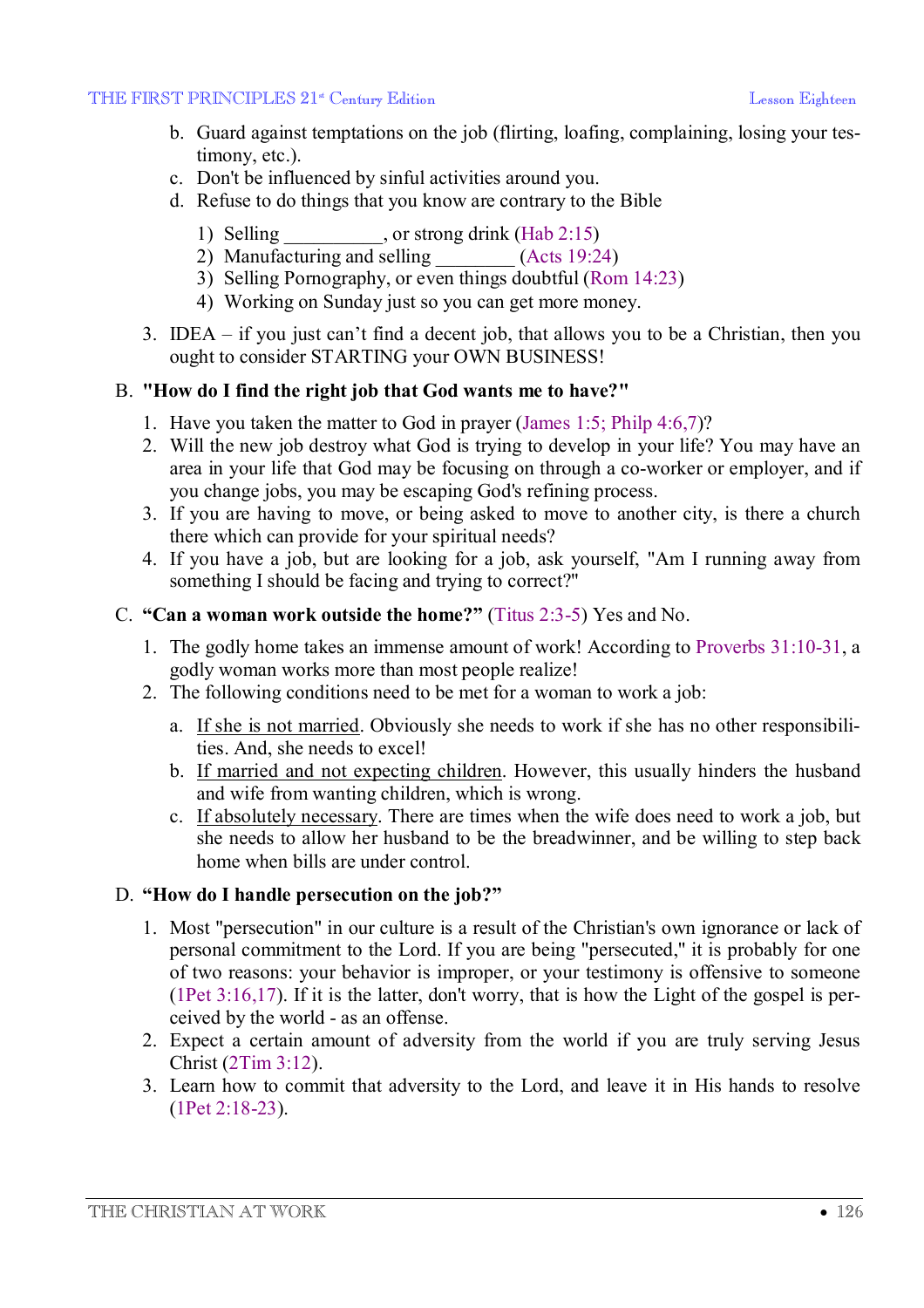b. Guard against temptations on the job (flirting, loafing, complaining, losing your testimony, etc.).
   c. Don't be influenced by sinful activities around you.
   d. Refuse to do things that you know are contrary to the Bible

      1) Selling __________, or strong drink (Hab 2:15)
      2) Manufacturing and selling ________ (Acts 19:24)
      3) Selling Pornography, or even things doubtful (Rom 14:23)
      4) Working on Sunday just so you can get more money.

3. IDEA – if you just can't find a decent job, that allows you to be a Christian, then you ought to consider STARTING your OWN BUSINESS!

## B. "How do I find the right job that God wants me to have?"

1. Have you taken the matter to God in prayer (James 1:5; Philp 4:6,7)?
2. Will the new job destroy what God is trying to develop in your life? You may have an area in your life that God may be focusing on through a co-worker or employer, and if you change jobs, you may be escaping God's refining process.
3. If you are having to move, or being asked to move to another city, is there a church there which can provide for your spiritual needs?
4. If you have a job, but are looking for a job, ask yourself, "Am I running away from something I should be facing and trying to correct?"

## C. "Can a woman work outside the home?" (Titus 2:3-5) Yes and No.

1. The godly home takes an immense amount of work! According to Proverbs 31:10-31, a godly woman works more than most people realize!
2. The following conditions need to be met for a woman to work a job:

   a. <u>If she is not married</u>. Obviously she needs to work if she has no other responsibilities. And, she needs to excel!
   b. <u>If married and not expecting children</u>. However, this usually hinders the husband and wife from wanting children, which is wrong.
   c. <u>If absolutely necessary</u>. There are times when the wife does need to work a job, but she needs to allow her husband to be the breadwinner, and be willing to step back home when bills are under control.

## D. "How do I handle persecution on the job?"

1. Most "persecution" in our culture is a result of the Christian's own ignorance or lack of personal commitment to the Lord. If you are being "persecuted," it is probably for one of two reasons: your behavior is improper, or your testimony is offensive to someone (1Pet 3:16,17). If it is the latter, don't worry, that is how the Light of the gospel is perceived by the world - as an offense.
2. Expect a certain amount of adversity from the world if you are truly serving Jesus Christ (2Tim 3:12).
3. Learn how to commit that adversity to the Lord, and leave it in His hands to resolve (1Pet 2:18-23).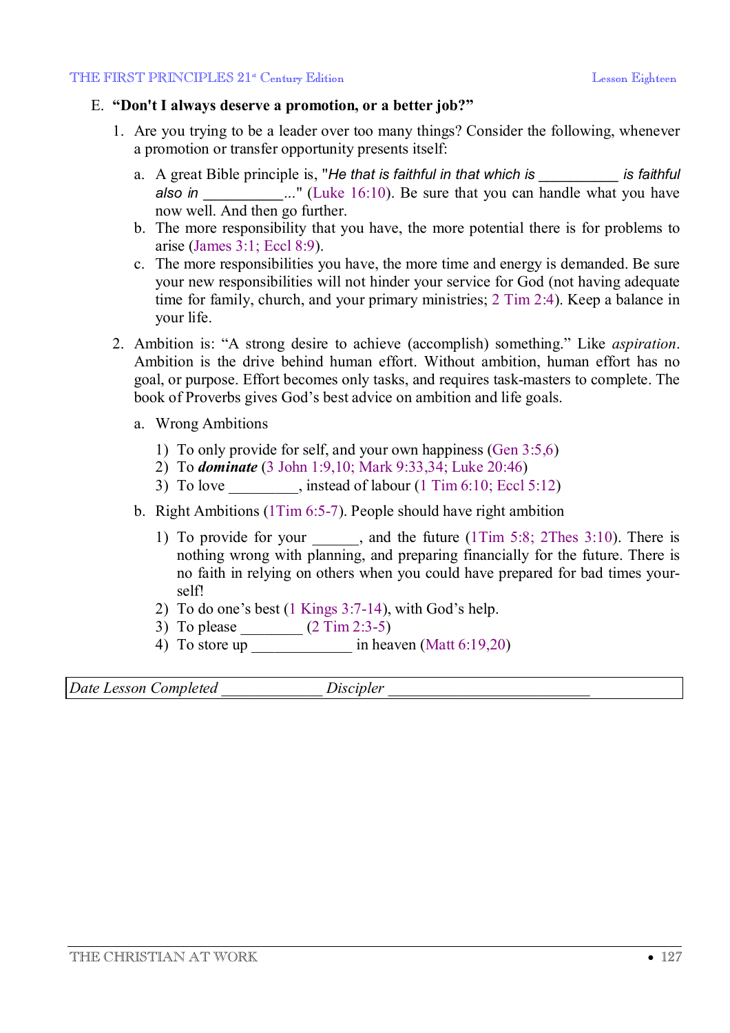E. **"Don't I always deserve a promotion, or a better job?"**

1. Are you trying to be a leader over too many things? Consider the following, whenever a promotion or transfer opportunity presents itself:

   a. A great Bible principle is, "*He that is faithful in that which is __________ is faithful also in __________...*" (Luke 16:10). Be sure that you can handle what you have now well. And then go further.

   b. The more responsibility that you have, the more potential there is for problems to arise (James 3:1; Eccl 8:9).

   c. The more responsibilities you have, the more time and energy is demanded. Be sure your new responsibilities will not hinder your service for God (not having adequate time for family, church, and your primary ministries; 2 Tim 2:4). Keep a balance in your life.

2. Ambition is: "A strong desire to achieve (accomplish) something." Like *aspiration*. Ambition is the drive behind human effort. Without ambition, human effort has no goal, or purpose. Effort becomes only tasks, and requires task-masters to complete. The book of Proverbs gives God's best advice on ambition and life goals.

   a. Wrong Ambitions

      1) To only provide for self, and your own happiness (Gen 3:5,6)
      2) To ***dominate*** (3 John 1:9,10; Mark 9:33,34; Luke 20:46)
      3) To love _________, instead of labour (1 Tim 6:10; Eccl 5:12)

   b. Right Ambitions (1Tim 6:5-7). People should have right ambition

      1) To provide for your ______, and the future (1Tim 5:8; 2Thes 3:10). There is nothing wrong with planning, and preparing financially for the future. There is no faith in relying on others when you could have prepared for bad times yourself!
      2) To do one's best (1 Kings 3:7-14), with God's help.
      3) To please ________ (2 Tim 2:3-5)
      4) To store up _____________ in heaven (Matt 6:19,20)

| | |
|---|---|
| *Date Lesson Completed* _____________ | *Discipler* __________________________ |